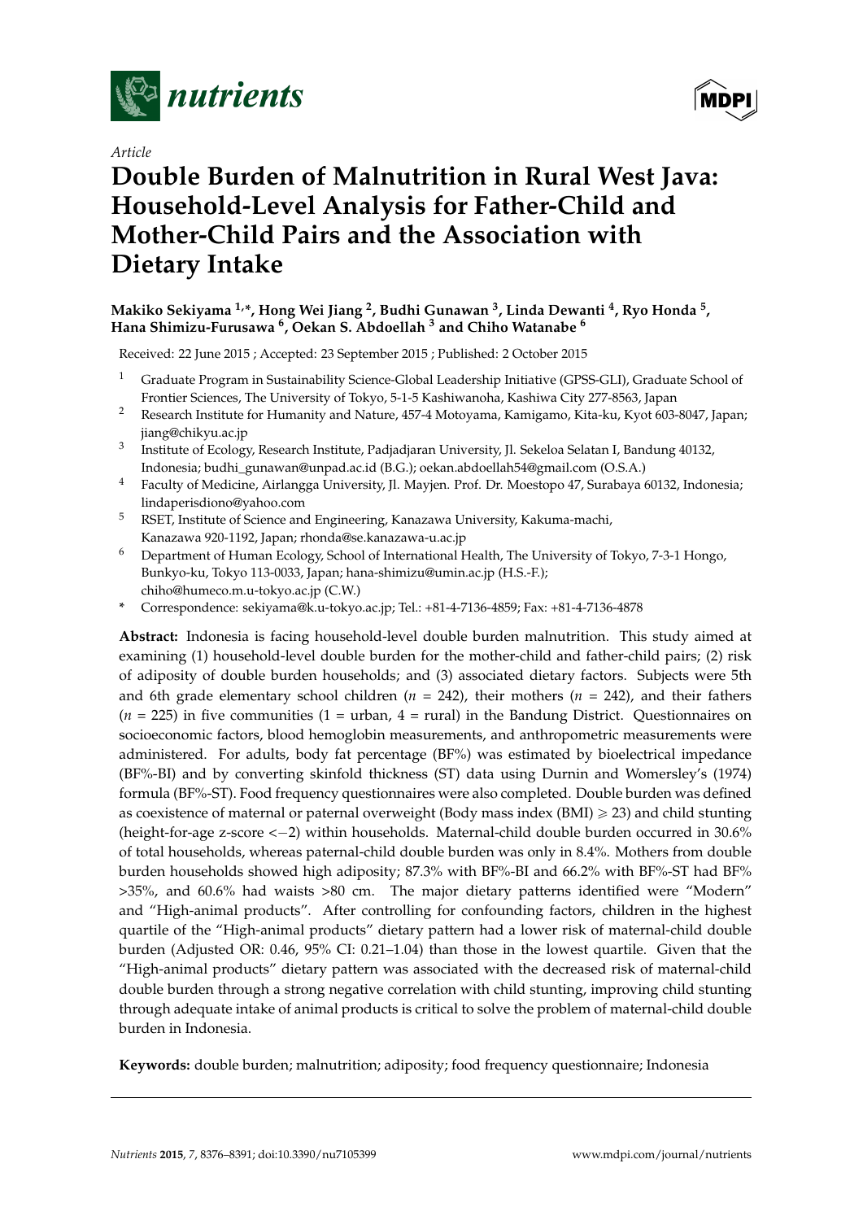*Article*

# Double Burden of Malnutrition in Rural West Java: Household-Level Analysis for Father-Child and Mother-Child Pairs and the Association with Dietary Intake

**Makiko Sekiyama [1,*], Hong Wei Jiang [2], Budhi Gunawan [3], Linda Dewanti [4], Ryo Honda [5], Hana Shimizu-Furusawa [6], Oekan S. Abdoellah [3] and Chiho Watanabe [6]**

Received: 22 June 2015 ; Accepted: 23 September 2015 ; Published: 2 October 2015

[1] Graduate Program in Sustainability Science-Global Leadership Initiative (GPSS-GLI), Graduate School of Frontier Sciences, The University of Tokyo, 5-1-5 Kashiwanoha, Kashiwa City 277-8563, Japan

[2] Research Institute for Humanity and Nature, 457-4 Motoyama, Kamigamo, Kita-ku, Kyot 603-8047, Japan; jiang@chikyu.ac.jp

[3] Institute of Ecology, Research Institute, Padjadjaran University, Jl. Sekeloa Selatan I, Bandung 40132, Indonesia; budhi_gunawan@unpad.ac.id (B.G.); oekan.abdoellah54@gmail.com (O.S.A.)

[4] Faculty of Medicine, Airlangga University, Jl. Mayjen. Prof. Dr. Moestopo 47, Surabaya 60132, Indonesia; lindaperisdiono@yahoo.com

[5] RSET, Institute of Science and Engineering, Kanazawa University, Kakuma-machi, Kanazawa 920-1192, Japan; rhonda@se.kanazawa-u.ac.jp

[6] Department of Human Ecology, School of International Health, The University of Tokyo, 7-3-1 Hongo, Bunkyo-ku, Tokyo 113-0033, Japan; hana-shimizu@umin.ac.jp (H.S.-F.); chiho@humeco.m.u-tokyo.ac.jp (C.W.)

\* Correspondence: sekiyama@k.u-tokyo.ac.jp; Tel.: +81-4-7136-4859; Fax: +81-4-7136-4878

**Abstract:** Indonesia is facing household-level double burden malnutrition. This study aimed at examining (1) household-level double burden for the mother-child and father-child pairs; (2) risk of adiposity of double burden households; and (3) associated dietary factors. Subjects were 5th and 6th grade elementary school children ($n$ = 242), their mothers ($n$ = 242), and their fathers ($n$ = 225) in five communities (1 = urban, 4 = rural) in the Bandung District. Questionnaires on socioeconomic factors, blood hemoglobin measurements, and anthropometric measurements were administered. For adults, body fat percentage (BF%) was estimated by bioelectrical impedance (BF%-BI) and by converting skinfold thickness (ST) data using Durnin and Womersley's (1974) formula (BF%-ST). Food frequency questionnaires were also completed. Double burden was defined as coexistence of maternal or paternal overweight (Body mass index (BMI) $\geqslant$ 23) and child stunting (height-for-age z-score $<-2$) within households. Maternal-child double burden occurred in 30.6% of total households, whereas paternal-child double burden was only in 8.4%. Mothers from double burden households showed high adiposity; 87.3% with BF%-BI and 66.2% with BF%-ST had BF% >35%, and 60.6% had waists >80 cm. The major dietary patterns identified were "Modern" and "High-animal products". After controlling for confounding factors, children in the highest quartile of the "High-animal products" dietary pattern had a lower risk of maternal-child double burden (Adjusted OR: 0.46, 95% CI: 0.21–1.04) than those in the lowest quartile. Given that the "High-animal products" dietary pattern was associated with the decreased risk of maternal-child double burden through a strong negative correlation with child stunting, improving child stunting through adequate intake of animal products is critical to solve the problem of maternal-child double burden in Indonesia.

**Keywords:** double burden; malnutrition; adiposity; food frequency questionnaire; Indonesia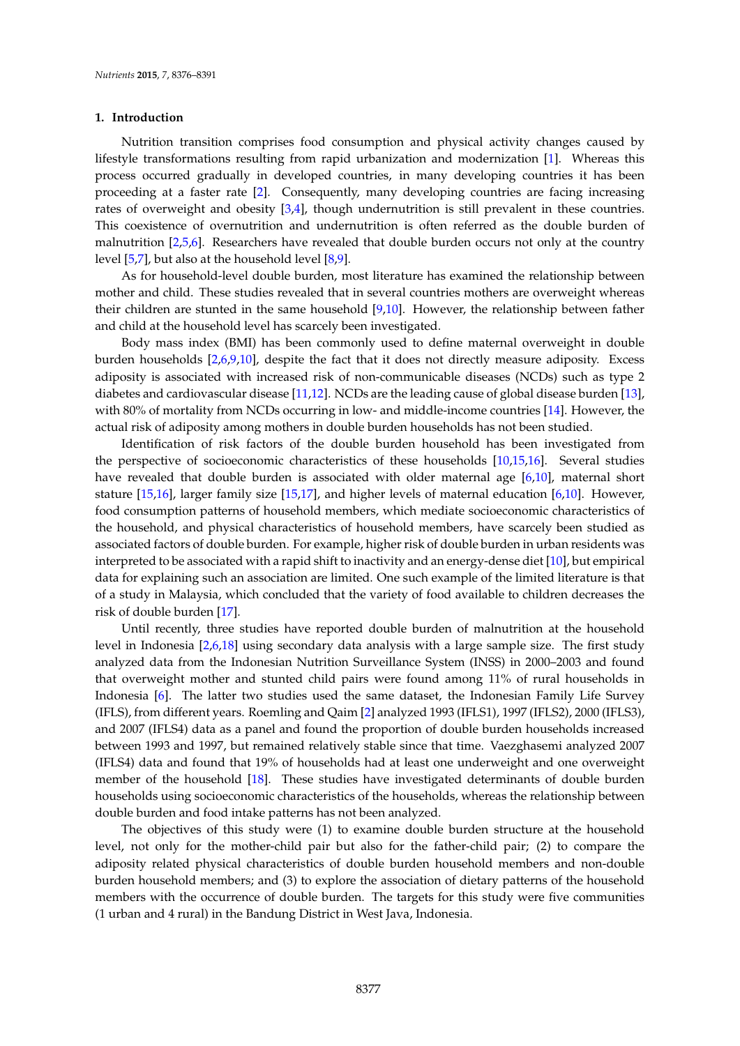## 1. Introduction

Nutrition transition comprises food consumption and physical activity changes caused by lifestyle transformations resulting from rapid urbanization and modernization [1]. Whereas this process occurred gradually in developed countries, in many developing countries it has been proceeding at a faster rate [2]. Consequently, many developing countries are facing increasing rates of overweight and obesity [3,4], though undernutrition is still prevalent in these countries. This coexistence of overnutrition and undernutrition is often referred as the double burden of malnutrition [2,5,6]. Researchers have revealed that double burden occurs not only at the country level [5,7], but also at the household level [8,9].

As for household-level double burden, most literature has examined the relationship between mother and child. These studies revealed that in several countries mothers are overweight whereas their children are stunted in the same household [9,10]. However, the relationship between father and child at the household level has scarcely been investigated.

Body mass index (BMI) has been commonly used to define maternal overweight in double burden households [2,6,9,10], despite the fact that it does not directly measure adiposity. Excess adiposity is associated with increased risk of non-communicable diseases (NCDs) such as type 2 diabetes and cardiovascular disease [11,12]. NCDs are the leading cause of global disease burden [13], with 80% of mortality from NCDs occurring in low- and middle-income countries [14]. However, the actual risk of adiposity among mothers in double burden households has not been studied.

Identification of risk factors of the double burden household has been investigated from the perspective of socioeconomic characteristics of these households [10,15,16]. Several studies have revealed that double burden is associated with older maternal age [6,10], maternal short stature [15,16], larger family size [15,17], and higher levels of maternal education [6,10]. However, food consumption patterns of household members, which mediate socioeconomic characteristics of the household, and physical characteristics of household members, have scarcely been studied as associated factors of double burden. For example, higher risk of double burden in urban residents was interpreted to be associated with a rapid shift to inactivity and an energy-dense diet [10], but empirical data for explaining such an association are limited. One such example of the limited literature is that of a study in Malaysia, which concluded that the variety of food available to children decreases the risk of double burden [17].

Until recently, three studies have reported double burden of malnutrition at the household level in Indonesia [2,6,18] using secondary data analysis with a large sample size. The first study analyzed data from the Indonesian Nutrition Surveillance System (INSS) in 2000–2003 and found that overweight mother and stunted child pairs were found among 11% of rural households in Indonesia [6]. The latter two studies used the same dataset, the Indonesian Family Life Survey (IFLS), from different years. Roemling and Qaim [2] analyzed 1993 (IFLS1), 1997 (IFLS2), 2000 (IFLS3), and 2007 (IFLS4) data as a panel and found the proportion of double burden households increased between 1993 and 1997, but remained relatively stable since that time. Vaezghasemi analyzed 2007 (IFLS4) data and found that 19% of households had at least one underweight and one overweight member of the household [18]. These studies have investigated determinants of double burden households using socioeconomic characteristics of the households, whereas the relationship between double burden and food intake patterns has not been analyzed.

The objectives of this study were (1) to examine double burden structure at the household level, not only for the mother-child pair but also for the father-child pair; (2) to compare the adiposity related physical characteristics of double burden household members and non-double burden household members; and (3) to explore the association of dietary patterns of the household members with the occurrence of double burden. The targets for this study were five communities (1 urban and 4 rural) in the Bandung District in West Java, Indonesia.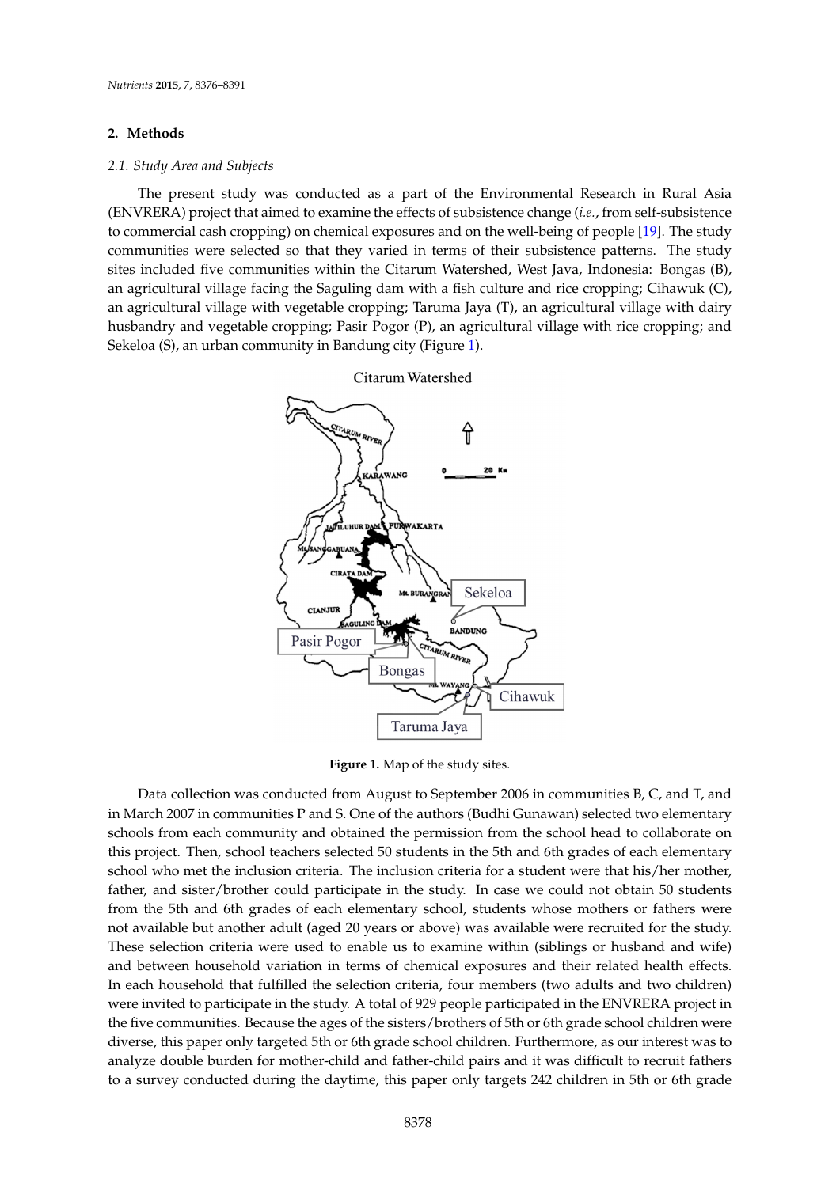## 2. Methods

### 2.1. Study Area and Subjects

The present study was conducted as a part of the Environmental Research in Rural Asia (ENVRERA) project that aimed to examine the effects of subsistence change (*i.e.*, from self-subsistence to commercial cash cropping) on chemical exposures and on the well-being of people [19]. The study communities were selected so that they varied in terms of their subsistence patterns. The study sites included five communities within the Citarum Watershed, West Java, Indonesia: Bongas (B), an agricultural village facing the Saguling dam with a fish culture and rice cropping; Cihawuk (C), an agricultural village with vegetable cropping; Taruma Jaya (T), an agricultural village with dairy husbandry and vegetable cropping; Pasir Pogor (P), an agricultural village with rice cropping; and Sekeloa (S), an urban community in Bandung city (Figure 1).

**Figure 1.** Map of the study sites.

Data collection was conducted from August to September 2006 in communities B, C, and T, and in March 2007 in communities P and S. One of the authors (Budhi Gunawan) selected two elementary schools from each community and obtained the permission from the school head to collaborate on this project. Then, school teachers selected 50 students in the 5th and 6th grades of each elementary school who met the inclusion criteria. The inclusion criteria for a student were that his/her mother, father, and sister/brother could participate in the study. In case we could not obtain 50 students from the 5th and 6th grades of each elementary school, students whose mothers or fathers were not available but another adult (aged 20 years or above) was available were recruited for the study. These selection criteria were used to enable us to examine within (siblings or husband and wife) and between household variation in terms of chemical exposures and their related health effects. In each household that fulfilled the selection criteria, four members (two adults and two children) were invited to participate in the study. A total of 929 people participated in the ENVRERA project in the five communities. Because the ages of the sisters/brothers of 5th or 6th grade school children were diverse, this paper only targeted 5th or 6th grade school children. Furthermore, as our interest was to analyze double burden for mother-child and father-child pairs and it was difficult to recruit fathers to a survey conducted during the daytime, this paper only targets 242 children in 5th or 6th grade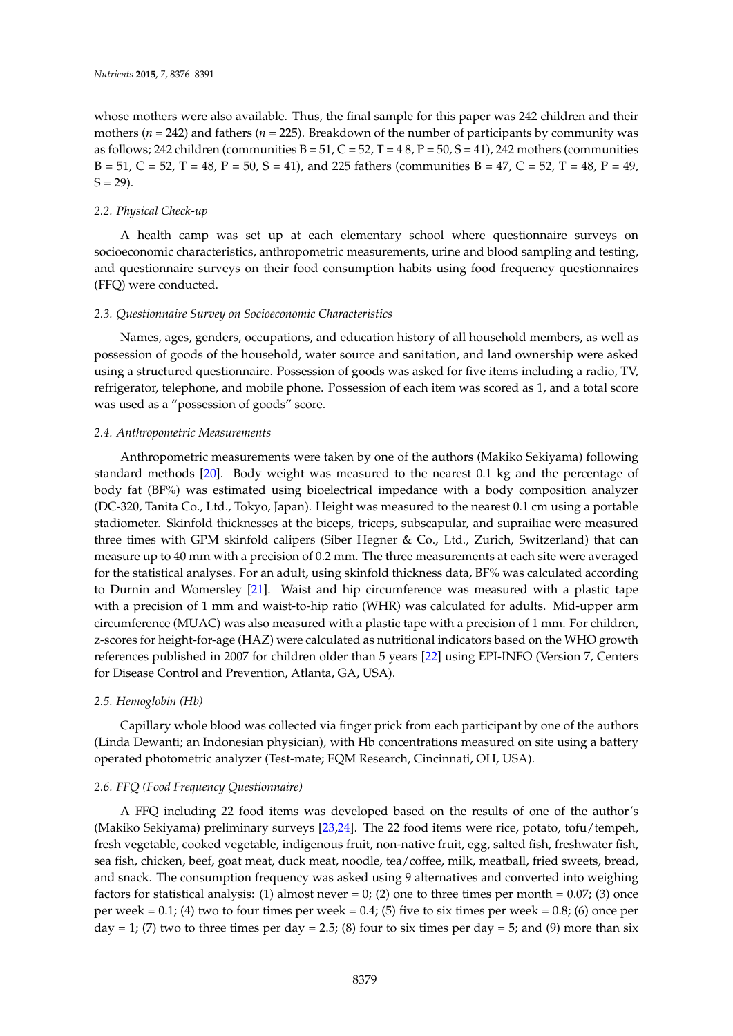whose mothers were also available. Thus, the final sample for this paper was 242 children and their mothers ($n$ = 242) and fathers ($n$ = 225). Breakdown of the number of participants by community was as follows; 242 children (communities B = 51, C = 52, T = 4 8, P = 50, S = 41), 242 mothers (communities B = 51, C = 52, T = 48, P = 50, S = 41), and 225 fathers (communities B = 47, C = 52, T = 48, P = 49, S = 29).

### *2.2. Physical Check-up*

A health camp was set up at each elementary school where questionnaire surveys on socioeconomic characteristics, anthropometric measurements, urine and blood sampling and testing, and questionnaire surveys on their food consumption habits using food frequency questionnaires (FFQ) were conducted.

### *2.3. Questionnaire Survey on Socioeconomic Characteristics*

Names, ages, genders, occupations, and education history of all household members, as well as possession of goods of the household, water source and sanitation, and land ownership were asked using a structured questionnaire. Possession of goods was asked for five items including a radio, TV, refrigerator, telephone, and mobile phone. Possession of each item was scored as 1, and a total score was used as a "possession of goods" score.

### *2.4. Anthropometric Measurements*

Anthropometric measurements were taken by one of the authors (Makiko Sekiyama) following standard methods [20]. Body weight was measured to the nearest 0.1 kg and the percentage of body fat (BF%) was estimated using bioelectrical impedance with a body composition analyzer (DC-320, Tanita Co., Ltd., Tokyo, Japan). Height was measured to the nearest 0.1 cm using a portable stadiometer. Skinfold thicknesses at the biceps, triceps, subscapular, and suprailiac were measured three times with GPM skinfold calipers (Siber Hegner & Co., Ltd., Zurich, Switzerland) that can measure up to 40 mm with a precision of 0.2 mm. The three measurements at each site were averaged for the statistical analyses. For an adult, using skinfold thickness data, BF% was calculated according to Durnin and Womersley [21]. Waist and hip circumference was measured with a plastic tape with a precision of 1 mm and waist-to-hip ratio (WHR) was calculated for adults. Mid-upper arm circumference (MUAC) was also measured with a plastic tape with a precision of 1 mm. For children, z-scores for height-for-age (HAZ) were calculated as nutritional indicators based on the WHO growth references published in 2007 for children older than 5 years [22] using EPI-INFO (Version 7, Centers for Disease Control and Prevention, Atlanta, GA, USA).

### *2.5. Hemoglobin (Hb)*

Capillary whole blood was collected via finger prick from each participant by one of the authors (Linda Dewanti; an Indonesian physician), with Hb concentrations measured on site using a battery operated photometric analyzer (Test-mate; EQM Research, Cincinnati, OH, USA).

### *2.6. FFQ (Food Frequency Questionnaire)*

A FFQ including 22 food items was developed based on the results of one of the author's (Makiko Sekiyama) preliminary surveys [23,24]. The 22 food items were rice, potato, tofu/tempeh, fresh vegetable, cooked vegetable, indigenous fruit, non-native fruit, egg, salted fish, freshwater fish, sea fish, chicken, beef, goat meat, duck meat, noodle, tea/coffee, milk, meatball, fried sweets, bread, and snack. The consumption frequency was asked using 9 alternatives and converted into weighing factors for statistical analysis: (1) almost never = 0; (2) one to three times per month = 0.07; (3) once per week = 0.1; (4) two to four times per week = 0.4; (5) five to six times per week = 0.8; (6) once per day = 1; (7) two to three times per day = 2.5; (8) four to six times per day = 5; and (9) more than six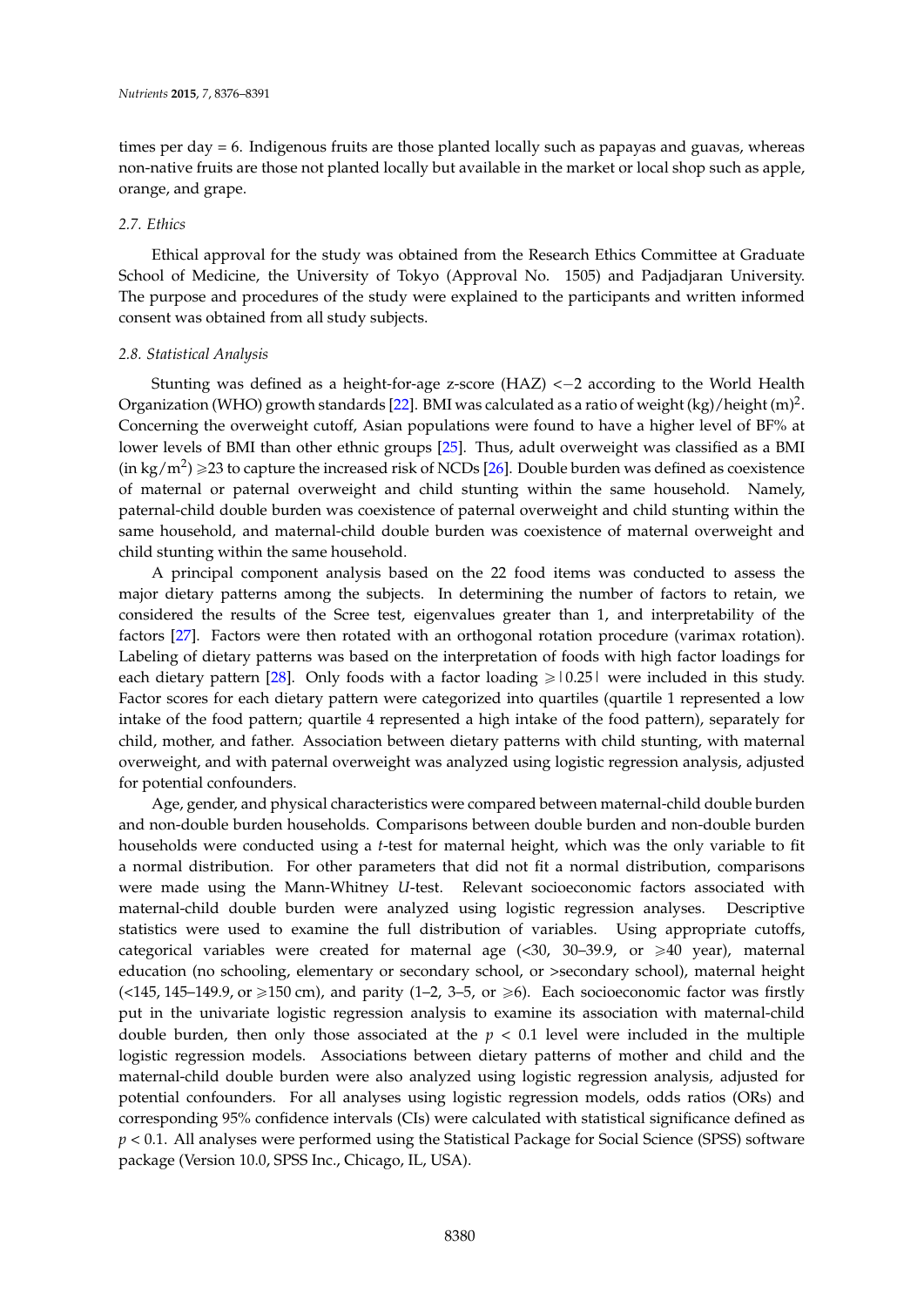times per day = 6. Indigenous fruits are those planted locally such as papayas and guavas, whereas non-native fruits are those not planted locally but available in the market or local shop such as apple, orange, and grape.

### 2.7. Ethics

Ethical approval for the study was obtained from the Research Ethics Committee at Graduate School of Medicine, the University of Tokyo (Approval No. 1505) and Padjadjaran University. The purpose and procedures of the study were explained to the participants and written informed consent was obtained from all study subjects.

### 2.8. Statistical Analysis

Stunting was defined as a height-for-age z-score (HAZ) $<-2$ according to the World Health Organization (WHO) growth standards [22]. BMI was calculated as a ratio of weight (kg)/height $(m)^2$. Concerning the overweight cutoff, Asian populations were found to have a higher level of BF% at lower levels of BMI than other ethnic groups [25]. Thus, adult overweight was classified as a BMI (in $kg/m^2$) $\geqslant 23$ to capture the increased risk of NCDs [26]. Double burden was defined as coexistence of maternal or paternal overweight and child stunting within the same household. Namely, paternal-child double burden was coexistence of paternal overweight and child stunting within the same household, and maternal-child double burden was coexistence of maternal overweight and child stunting within the same household.

A principal component analysis based on the 22 food items was conducted to assess the major dietary patterns among the subjects. In determining the number of factors to retain, we considered the results of the Scree test, eigenvalues greater than 1, and interpretability of the factors [27]. Factors were then rotated with an orthogonal rotation procedure (varimax rotation). Labeling of dietary patterns was based on the interpretation of foods with high factor loadings for each dietary pattern [28]. Only foods with a factor loading $\geqslant |0.25|$ were included in this study. Factor scores for each dietary pattern were categorized into quartiles (quartile 1 represented a low intake of the food pattern; quartile 4 represented a high intake of the food pattern), separately for child, mother, and father. Association between dietary patterns with child stunting, with maternal overweight, and with paternal overweight was analyzed using logistic regression analysis, adjusted for potential confounders.

Age, gender, and physical characteristics were compared between maternal-child double burden and non-double burden households. Comparisons between double burden and non-double burden households were conducted using a *t*-test for maternal height, which was the only variable to fit a normal distribution. For other parameters that did not fit a normal distribution, comparisons were made using the Mann-Whitney *U*-test. Relevant socioeconomic factors associated with maternal-child double burden were analyzed using logistic regression analyses. Descriptive statistics were used to examine the full distribution of variables. Using appropriate cutoffs, categorical variables were created for maternal age (<30, 30–39.9, or $\geqslant$40 year), maternal education (no schooling, elementary or secondary school, or >secondary school), maternal height (<145, 145–149.9, or $\geqslant$150 cm), and parity (1–2, 3–5, or $\geqslant$6). Each socioeconomic factor was firstly put in the univariate logistic regression analysis to examine its association with maternal-child double burden, then only those associated at the $p < 0.1$ level were included in the multiple logistic regression models. Associations between dietary patterns of mother and child and the maternal-child double burden were also analyzed using logistic regression analysis, adjusted for potential confounders. For all analyses using logistic regression models, odds ratios (ORs) and corresponding 95% confidence intervals (CIs) were calculated with statistical significance defined as $p < 0.1$. All analyses were performed using the Statistical Package for Social Science (SPSS) software package (Version 10.0, SPSS Inc., Chicago, IL, USA).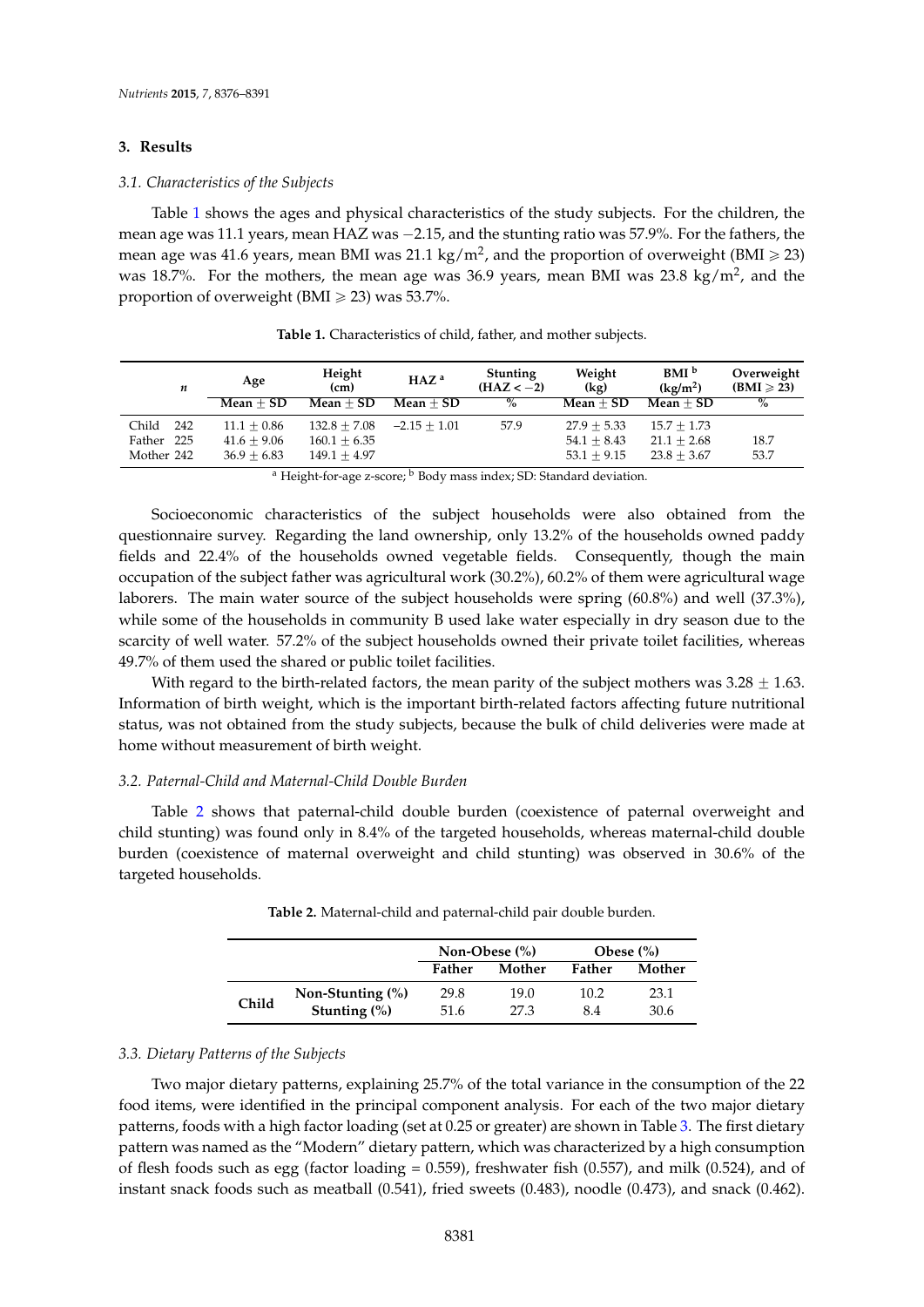## 3. Results

### 3.1. Characteristics of the Subjects

Table 1 shows the ages and physical characteristics of the study subjects. For the children, the mean age was 11.1 years, mean HAZ was −2.15, and the stunting ratio was 57.9%. For the fathers, the mean age was 41.6 years, mean BMI was 21.1 kg/m$^2$, and the proportion of overweight (BMI ⩾ 23) was 18.7%. For the mothers, the mean age was 36.9 years, mean BMI was 23.8 kg/m$^2$, and the proportion of overweight (BMI ⩾ 23) was 53.7%.

**Table 1.** Characteristics of child, father, and mother subjects.

| | *n* | Age | Height (cm) | HAZ [a] | Stunting (HAZ < −2) | Weight (kg) | BMI [b] (kg/m$^2$) | Overweight (BMI ⩾ 23) |
|---|---|---|---|---|---|---|---|---|
| | | Mean ± SD | Mean ± SD | Mean ± SD | % | Mean ± SD | Mean ± SD | % |
| Child | 242 | 11.1 ± 0.86 | 132.8 ± 7.08 | −2.15 ± 1.01 | 57.9 | 27.9 ± 5.33 | 15.7 ± 1.73 | |
| Father | 225 | 41.6 ± 9.06 | 160.1 ± 6.35 | | | 54.1 ± 8.43 | 21.1 ± 2.68 | 18.7 |
| Mother | 242 | 36.9 ± 6.83 | 149.1 ± 4.97 | | | 53.1 ± 9.15 | 23.8 ± 3.67 | 53.7 |

[a] Height-for-age z-score; [b] Body mass index; SD: Standard deviation.

Socioeconomic characteristics of the subject households were also obtained from the questionnaire survey. Regarding the land ownership, only 13.2% of the households owned paddy fields and 22.4% of the households owned vegetable fields. Consequently, though the main occupation of the subject father was agricultural work (30.2%), 60.2% of them were agricultural wage laborers. The main water source of the subject households were spring (60.8%) and well (37.3%), while some of the households in community B used lake water especially in dry season due to the scarcity of well water. 57.2% of the subject households owned their private toilet facilities, whereas 49.7% of them used the shared or public toilet facilities.

With regard to the birth-related factors, the mean parity of the subject mothers was 3.28 ± 1.63. Information of birth weight, which is the important birth-related factors affecting future nutritional status, was not obtained from the study subjects, because the bulk of child deliveries were made at home without measurement of birth weight.

### 3.2. Paternal-Child and Maternal-Child Double Burden

Table 2 shows that paternal-child double burden (coexistence of paternal overweight and child stunting) was found only in 8.4% of the targeted households, whereas maternal-child double burden (coexistence of maternal overweight and child stunting) was observed in 30.6% of the targeted households.

**Table 2.** Maternal-child and paternal-child pair double burden.

| | | Non-Obese (%) | | Obese (%) | |
|---|---|---|---|---|---|
| | | **Father** | **Mother** | **Father** | **Mother** |
| **Child** | **Non-Stunting (%)** | 29.8 | 19.0 | 10.2 | 23.1 |
| | **Stunting (%)** | 51.6 | 27.3 | 8.4 | 30.6 |

### 3.3. Dietary Patterns of the Subjects

Two major dietary patterns, explaining 25.7% of the total variance in the consumption of the 22 food items, were identified in the principal component analysis. For each of the two major dietary patterns, foods with a high factor loading (set at 0.25 or greater) are shown in Table 3. The first dietary pattern was named as the "Modern" dietary pattern, which was characterized by a high consumption of flesh foods such as egg (factor loading = 0.559), freshwater fish (0.557), and milk (0.524), and of instant snack foods such as meatball (0.541), fried sweets (0.483), noodle (0.473), and snack (0.462).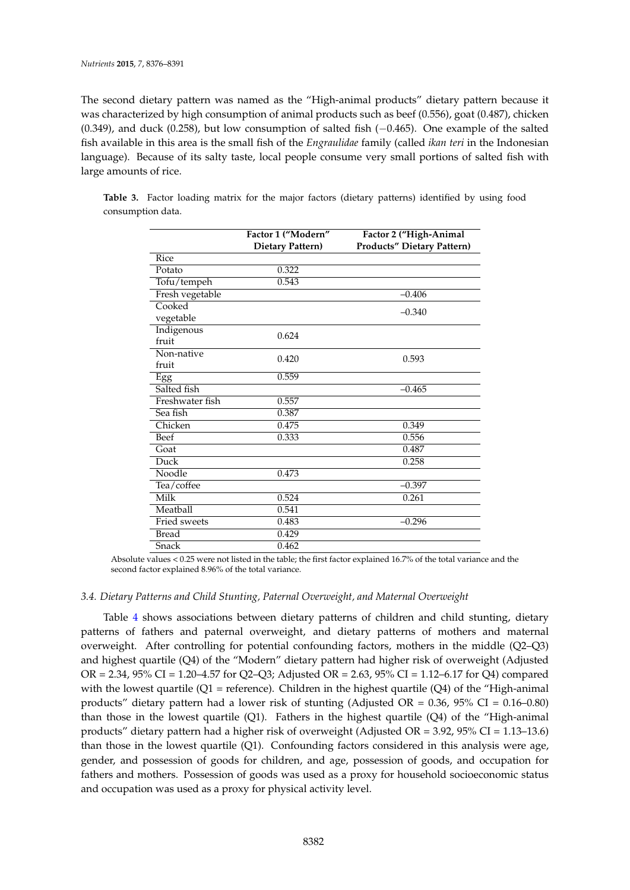The second dietary pattern was named as the "High-animal products" dietary pattern because it was characterized by high consumption of animal products such as beef (0.556), goat (0.487), chicken (0.349), and duck (0.258), but low consumption of salted fish (−0.465). One example of the salted fish available in this area is the small fish of the *Engraulidae* family (called *ikan teri* in the Indonesian language). Because of its salty taste, local people consume very small portions of salted fish with large amounts of rice.

**Table 3.** Factor loading matrix for the major factors (dietary patterns) identified by using food consumption data.

| | Factor 1 ("Modern" Dietary Pattern) | Factor 2 ("High-Animal Products" Dietary Pattern) |
|---|---|---|
| Rice | | |
| Potato | 0.322 | |
| Tofu/tempeh | 0.543 | |
| Fresh vegetable | | −0.406 |
| Cooked vegetable | | −0.340 |
| Indigenous fruit | 0.624 | |
| Non-native fruit | 0.420 | 0.593 |
| Egg | 0.559 | |
| Salted fish | | −0.465 |
| Freshwater fish | 0.557 | |
| Sea fish | 0.387 | |
| Chicken | 0.475 | 0.349 |
| Beef | 0.333 | 0.556 |
| Goat | | 0.487 |
| Duck | | 0.258 |
| Noodle | 0.473 | |
| Tea/coffee | | −0.397 |
| Milk | 0.524 | 0.261 |
| Meatball | 0.541 | |
| Fried sweets | 0.483 | −0.296 |
| Bread | 0.429 | |
| Snack | 0.462 | |

Absolute values < 0.25 were not listed in the table; the first factor explained 16.7% of the total variance and the second factor explained 8.96% of the total variance.

### 3.4. Dietary Patterns and Child Stunting, Paternal Overweight, and Maternal Overweight

Table 4 shows associations between dietary patterns of children and child stunting, dietary patterns of fathers and paternal overweight, and dietary patterns of mothers and maternal overweight. After controlling for potential confounding factors, mothers in the middle (Q2–Q3) and highest quartile (Q4) of the "Modern" dietary pattern had higher risk of overweight (Adjusted OR = 2.34, 95% CI = 1.20–4.57 for Q2–Q3; Adjusted OR = 2.63, 95% CI = 1.12–6.17 for Q4) compared with the lowest quartile (Q1 = reference). Children in the highest quartile (Q4) of the "High-animal products" dietary pattern had a lower risk of stunting (Adjusted OR = 0.36, 95% CI = 0.16–0.80) than those in the lowest quartile (Q1). Fathers in the highest quartile (Q4) of the "High-animal products" dietary pattern had a higher risk of overweight (Adjusted OR = 3.92, 95% CI = 1.13–13.6) than those in the lowest quartile (Q1). Confounding factors considered in this analysis were age, gender, and possession of goods for children, and age, possession of goods, and occupation for fathers and mothers. Possession of goods was used as a proxy for household socioeconomic status and occupation was used as a proxy for physical activity level.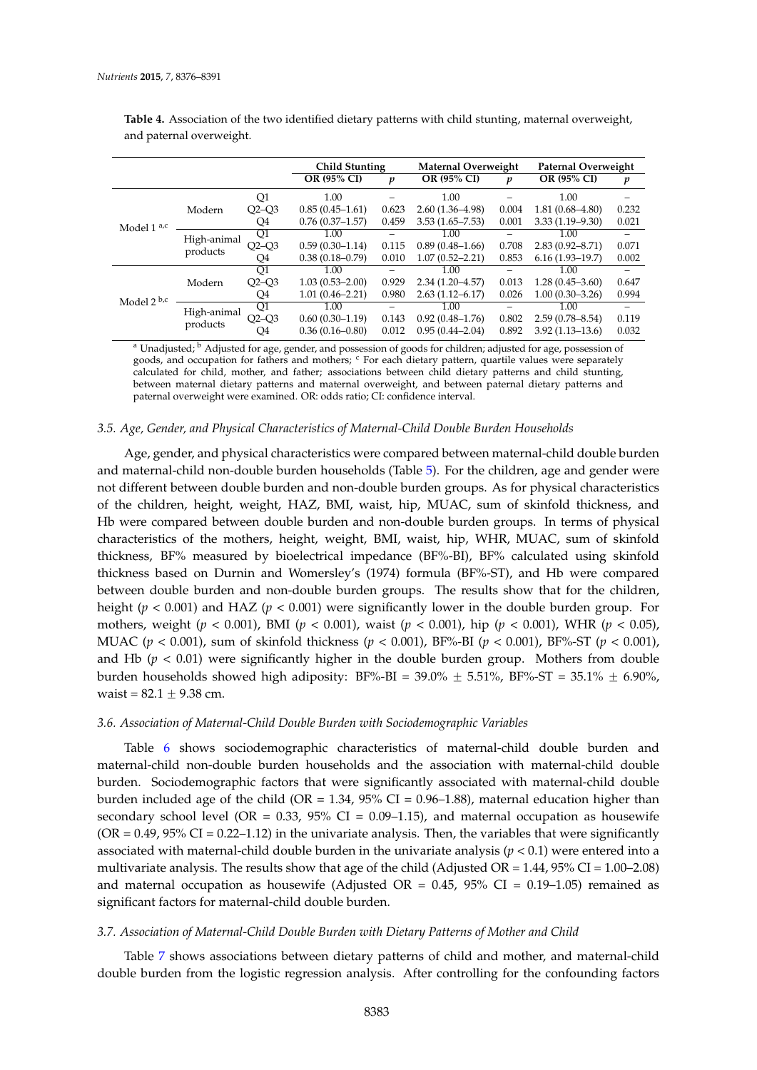**Table 4.** Association of the two identified dietary patterns with child stunting, maternal overweight, and paternal overweight.

| | | | Child Stunting | | Maternal Overweight | | Paternal Overweight | |
|---|---|---|---|---|---|---|---|---|
| | | | OR (95% CI) | $p$ | OR (95% CI) | $p$ | OR (95% CI) | $p$ |
| Model 1 [a,c] | Modern | Q1 | 1.00 | – | 1.00 | – | 1.00 | – |
| | | Q2–Q3 | 0.85 (0.45–1.61) | 0.623 | 2.60 (1.36–4.98) | 0.004 | 1.81 (0.68–4.80) | 0.232 |
| | | Q4 | 0.76 (0.37–1.57) | 0.459 | 3.53 (1.65–7.53) | 0.001 | 3.33 (1.19–9.30) | 0.021 |
| | High-animal products | Q1 | 1.00 | – | 1.00 | – | 1.00 | – |
| | | Q2–Q3 | 0.59 (0.30–1.14) | 0.115 | 0.89 (0.48–1.66) | 0.708 | 2.83 (0.92–8.71) | 0.071 |
| | | Q4 | 0.38 (0.18–0.79) | 0.010 | 1.07 (0.52–2.21) | 0.853 | 6.16 (1.93–19.7) | 0.002 |
| Model 2 [b,c] | Modern | Q1 | 1.00 | – | 1.00 | – | 1.00 | – |
| | | Q2–Q3 | 1.03 (0.53–2.00) | 0.929 | 2.34 (1.20–4.57) | 0.013 | 1.28 (0.45–3.60) | 0.647 |
| | | Q4 | 1.01 (0.46–2.21) | 0.980 | 2.63 (1.12–6.17) | 0.026 | 1.00 (0.30–3.26) | 0.994 |
| | High-animal products | Q1 | 1.00 | – | 1.00 | – | 1.00 | – |
| | | Q2–Q3 | 0.60 (0.30–1.19) | 0.143 | 0.92 (0.48–1.76) | 0.802 | 2.59 (0.78–8.54) | 0.119 |
| | | Q4 | 0.36 (0.16–0.80) | 0.012 | 0.95 (0.44–2.04) | 0.892 | 3.92 (1.13–13.6) | 0.032 |

[a] Unadjusted; [b] Adjusted for age, gender, and possession of goods for children; adjusted for age, possession of goods, and occupation for fathers and mothers; [c] For each dietary pattern, quartile values were separately calculated for child, mother, and father; associations between child dietary patterns and child stunting, between maternal dietary patterns and maternal overweight, and between paternal dietary patterns and paternal overweight were examined. OR: odds ratio; CI: confidence interval.

### 3.5. Age, Gender, and Physical Characteristics of Maternal-Child Double Burden Households

Age, gender, and physical characteristics were compared between maternal-child double burden and maternal-child non-double burden households (Table 5). For the children, age and gender were not different between double burden and non-double burden groups. As for physical characteristics of the children, height, weight, HAZ, BMI, waist, hip, MUAC, sum of skinfold thickness, and Hb were compared between double burden and non-double burden groups. In terms of physical characteristics of the mothers, height, weight, BMI, waist, hip, WHR, MUAC, sum of skinfold thickness, BF% measured by bioelectrical impedance (BF%-BI), BF% calculated using skinfold thickness based on Durnin and Womersley's (1974) formula (BF%-ST), and Hb were compared between double burden and non-double burden groups. The results show that for the children, height ($p < 0.001$) and HAZ ($p < 0.001$) were significantly lower in the double burden group. For mothers, weight ($p < 0.001$), BMI ($p < 0.001$), waist ($p < 0.001$), hip ($p < 0.001$), WHR ($p < 0.05$), MUAC ($p < 0.001$), sum of skinfold thickness ($p < 0.001$), BF%-BI ($p < 0.001$), BF%-ST ($p < 0.001$), and Hb ($p < 0.01$) were significantly higher in the double burden group. Mothers from double burden households showed high adiposity: BF%-BI = 39.0% $\pm$ 5.51%, BF%-ST = 35.1% $\pm$ 6.90%, waist = 82.1 $\pm$ 9.38 cm.

### 3.6. Association of Maternal-Child Double Burden with Sociodemographic Variables

Table 6 shows sociodemographic characteristics of maternal-child double burden and maternal-child non-double burden households and the association with maternal-child double burden. Sociodemographic factors that were significantly associated with maternal-child double burden included age of the child (OR = 1.34, 95% CI = 0.96–1.88), maternal education higher than secondary school level (OR = 0.33, 95% CI = 0.09–1.15), and maternal occupation as housewife (OR = 0.49, 95% CI = 0.22–1.12) in the univariate analysis. Then, the variables that were significantly associated with maternal-child double burden in the univariate analysis ($p < 0.1$) were entered into a multivariate analysis. The results show that age of the child (Adjusted OR = 1.44, 95% CI = 1.00–2.08) and maternal occupation as housewife (Adjusted OR = 0.45, 95% CI = 0.19–1.05) remained as significant factors for maternal-child double burden.

### 3.7. Association of Maternal-Child Double Burden with Dietary Patterns of Mother and Child

Table 7 shows associations between dietary patterns of child and mother, and maternal-child double burden from the logistic regression analysis. After controlling for the confounding factors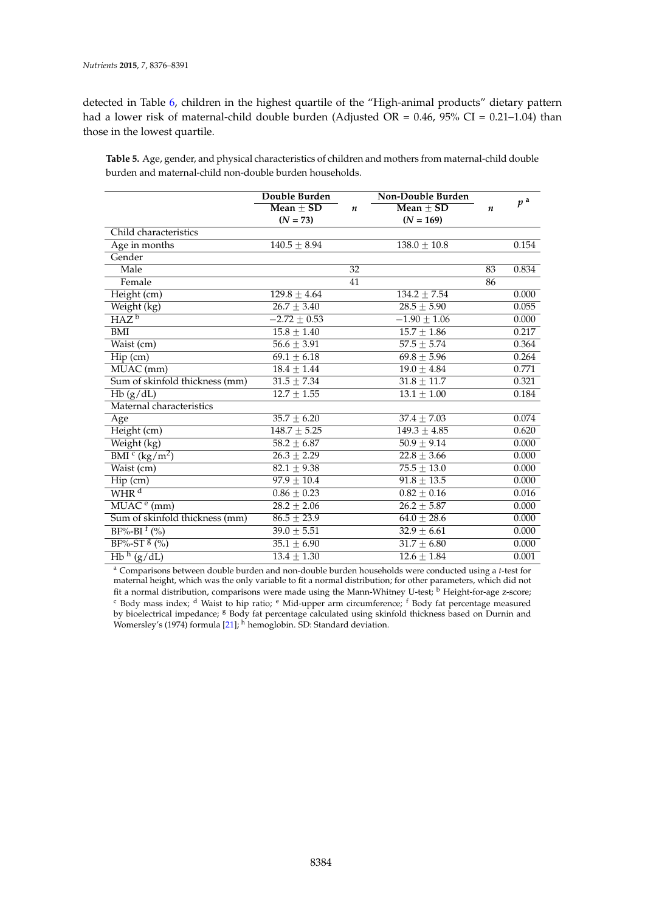detected in Table 6, children in the highest quartile of the "High-animal products" dietary pattern had a lower risk of maternal-child double burden (Adjusted OR = 0.46, 95% CI = 0.21–1.04) than those in the lowest quartile.

**Table 5.** Age, gender, and physical characteristics of children and mothers from maternal-child double burden and maternal-child non-double burden households.

| | Double Burden Mean ± SD (N = 73) | n | Non-Double Burden Mean ± SD (N = 169) | n | p [a] |
|---|---|---|---|---|---|
| Child characteristics | | | | | |
| Age in months | 140.5 ± 8.94 | | 138.0 ± 10.8 | | 0.154 |
| Gender | | | | | |
| Male | | 32 | | 83 | 0.834 |
| Female | | 41 | | 86 | |
| Height (cm) | 129.8 ± 4.64 | | 134.2 ± 7.54 | | 0.000 |
| Weight (kg) | 26.7 ± 3.40 | | 28.5 ± 5.90 | | 0.055 |
| HAZ [b] | −2.72 ± 0.53 | | −1.90 ± 1.06 | | 0.000 |
| BMI | 15.8 ± 1.40 | | 15.7 ± 1.86 | | 0.217 |
| Waist (cm) | 56.6 ± 3.91 | | 57.5 ± 5.74 | | 0.364 |
| Hip (cm) | 69.1 ± 6.18 | | 69.8 ± 5.96 | | 0.264 |
| MUAC (mm) | 18.4 ± 1.44 | | 19.0 ± 4.84 | | 0.771 |
| Sum of skinfold thickness (mm) | 31.5 ± 7.34 | | 31.8 ± 11.7 | | 0.321 |
| Hb (g/dL) | 12.7 ± 1.55 | | 13.1 ± 1.00 | | 0.184 |
| Maternal characteristics | | | | | |
| Age | 35.7 ± 6.20 | | 37.4 ± 7.03 | | 0.074 |
| Height (cm) | 148.7 ± 5.25 | | 149.3 ± 4.85 | | 0.620 |
| Weight (kg) | 58.2 ± 6.87 | | 50.9 ± 9.14 | | 0.000 |
| BMI [c] ($kg/m^2$) | 26.3 ± 2.29 | | 22.8 ± 3.66 | | 0.000 |
| Waist (cm) | 82.1 ± 9.38 | | 75.5 ± 13.0 | | 0.000 |
| Hip (cm) | 97.9 ± 10.4 | | 91.8 ± 13.5 | | 0.000 |
| WHR [d] | 0.86 ± 0.23 | | 0.82 ± 0.16 | | 0.016 |
| MUAC [e] (mm) | 28.2 ± 2.06 | | 26.2 ± 5.87 | | 0.000 |
| Sum of skinfold thickness (mm) | 86.5 ± 23.9 | | 64.0 ± 28.6 | | 0.000 |
| BF%-BI [f] (%) | 39.0 ± 5.51 | | 32.9 ± 6.61 | | 0.000 |
| BF%-ST [g] (%) | 35.1 ± 6.90 | | 31.7 ± 6.80 | | 0.000 |
| Hb [h] (g/dL) | 13.4 ± 1.30 | | 12.6 ± 1.84 | | 0.001 |

[a] Comparisons between double burden and non-double burden households were conducted using a *t*-test for maternal height, which was the only variable to fit a normal distribution; for other parameters, which did not fit a normal distribution, comparisons were made using the Mann-Whitney U-test; [b] Height-for-age z-score; [c] Body mass index; [d] Waist to hip ratio; [e] Mid-upper arm circumference; [f] Body fat percentage measured by bioelectrical impedance; [g] Body fat percentage calculated using skinfold thickness based on Durnin and Womersley's (1974) formula [21]; [h] hemoglobin. SD: Standard deviation.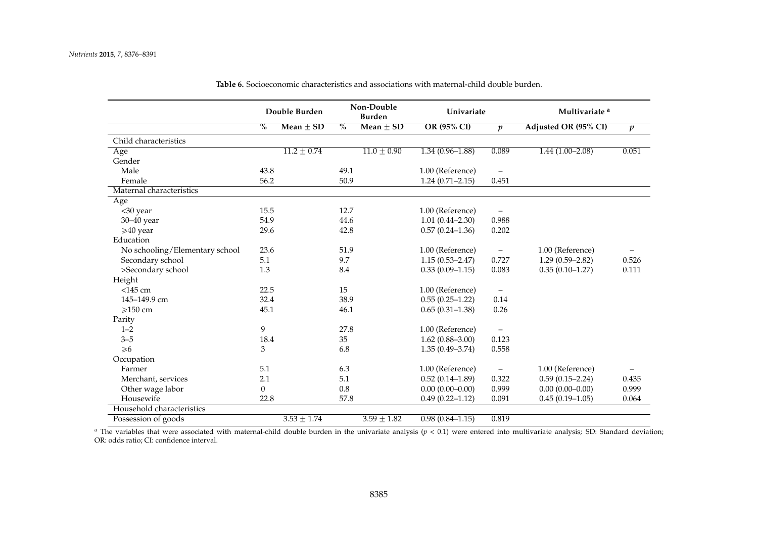**Table 6.** Socioeconomic characteristics and associations with maternal-child double burden.

| | Double Burden | | Non-Double Burden | | Univariate | | Multivariate [a] | |
|---|---|---|---|---|---|---|---|---|
| | % | Mean ± SD | % | Mean ± SD | OR (95% CI) | $p$ | Adjusted OR (95% CI) | $p$ |
| Child characteristics | | | | | | | | |
| Age | | 11.2 ± 0.74 | | 11.0 ± 0.90 | 1.34 (0.96–1.88) | 0.089 | 1.44 (1.00–2.08) | 0.051 |
| Gender | | | | | | | | |
| Male | 43.8 | | 49.1 | | 1.00 (Reference) | – | | |
| Female | 56.2 | | 50.9 | | 1.24 (0.71–2.15) | 0.451 | | |
| Maternal characteristics | | | | | | | | |
| Age | | | | | | | | |
| <30 year | 15.5 | | 12.7 | | 1.00 (Reference) | – | | |
| 30–40 year | 54.9 | | 44.6 | | 1.01 (0.44–2.30) | 0.988 | | |
| ⩾40 year | 29.6 | | 42.8 | | 0.57 (0.24–1.36) | 0.202 | | |
| Education | | | | | | | | |
| No schooling/Elementary school | 23.6 | | 51.9 | | 1.00 (Reference) | – | 1.00 (Reference) | – |
| Secondary school | 5.1 | | 9.7 | | 1.15 (0.53–2.47) | 0.727 | 1.29 (0.59–2.82) | 0.526 |
| >Secondary school | 1.3 | | 8.4 | | 0.33 (0.09–1.15) | 0.083 | 0.35 (0.10–1.27) | 0.111 |
| Height | | | | | | | | |
| <145 cm | 22.5 | | 15 | | 1.00 (Reference) | – | | |
| 145–149.9 cm | 32.4 | | 38.9 | | 0.55 (0.25–1.22) | 0.14 | | |
| ⩾150 cm | 45.1 | | 46.1 | | 0.65 (0.31–1.38) | 0.26 | | |
| Parity | | | | | | | | |
| 1–2 | 9 | | 27.8 | | 1.00 (Reference) | – | | |
| 3–5 | 18.4 | | 35 | | 1.62 (0.88–3.00) | 0.123 | | |
| ⩾6 | 3 | | 6.8 | | 1.35 (0.49–3.74) | 0.558 | | |
| Occupation | | | | | | | | |
| Farmer | 5.1 | | 6.3 | | 1.00 (Reference) | – | 1.00 (Reference) | – |
| Merchant, services | 2.1 | | 5.1 | | 0.52 (0.14–1.89) | 0.322 | 0.59 (0.15–2.24) | 0.435 |
| Other wage labor | 0 | | 0.8 | | 0.00 (0.00–0.00) | 0.999 | 0.00 (0.00–0.00) | 0.999 |
| Housewife | 22.8 | | 57.8 | | 0.49 (0.22–1.12) | 0.091 | 0.45 (0.19–1.05) | 0.064 |
| Household characteristics | | | | | | | | |
| Possession of goods | | 3.53 ± 1.74 | | 3.59 ± 1.82 | 0.98 (0.84–1.15) | 0.819 | | |

[a] The variables that were associated with maternal-child double burden in the univariate analysis ($p < 0.1$) were entered into multivariate analysis; SD: Standard deviation; OR: odds ratio; CI: confidence interval.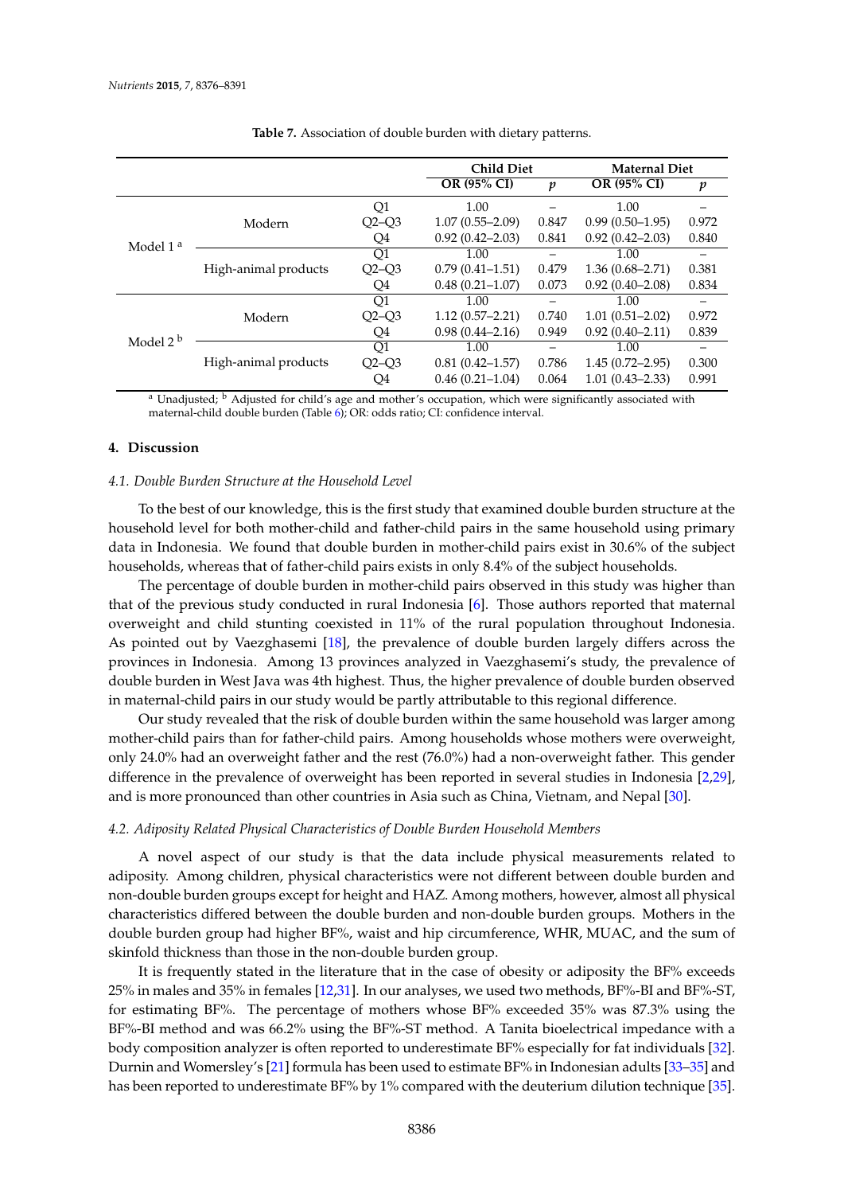**Table 7.** Association of double burden with dietary patterns.

| | | | Child Diet | | Maternal Diet | |
|---|---|---|---|---|---|---|
| | | | OR (95% CI) | *p* | OR (95% CI) | *p* |
| Model 1 [a] | Modern | Q1 | 1.00 | – | 1.00 | – |
| | | Q2–Q3 | 1.07 (0.55–2.09) | 0.847 | 0.99 (0.50–1.95) | 0.972 |
| | | Q4 | 0.92 (0.42–2.03) | 0.841 | 0.92 (0.42–2.03) | 0.840 |
| | High-animal products | Q1 | 1.00 | – | 1.00 | – |
| | | Q2–Q3 | 0.79 (0.41–1.51) | 0.479 | 1.36 (0.68–2.71) | 0.381 |
| | | Q4 | 0.48 (0.21–1.07) | 0.073 | 0.92 (0.40–2.08) | 0.834 |
| Model 2 [b] | Modern | Q1 | 1.00 | – | 1.00 | – |
| | | Q2–Q3 | 1.12 (0.57–2.21) | 0.740 | 1.01 (0.51–2.02) | 0.972 |
| | | Q4 | 0.98 (0.44–2.16) | 0.949 | 0.92 (0.40–2.11) | 0.839 |
| | High-animal products | Q1 | 1.00 | – | 1.00 | – |
| | | Q2–Q3 | 0.81 (0.42–1.57) | 0.786 | 1.45 (0.72–2.95) | 0.300 |
| | | Q4 | 0.46 (0.21–1.04) | 0.064 | 1.01 (0.43–2.33) | 0.991 |

[a] Unadjusted; [b] Adjusted for child's age and mother's occupation, which were significantly associated with maternal-child double burden (Table 6); OR: odds ratio; CI: confidence interval.

## 4. Discussion

### 4.1. Double Burden Structure at the Household Level

To the best of our knowledge, this is the first study that examined double burden structure at the household level for both mother-child and father-child pairs in the same household using primary data in Indonesia. We found that double burden in mother-child pairs exist in 30.6% of the subject households, whereas that of father-child pairs exists in only 8.4% of the subject households.

The percentage of double burden in mother-child pairs observed in this study was higher than that of the previous study conducted in rural Indonesia [6]. Those authors reported that maternal overweight and child stunting coexisted in 11% of the rural population throughout Indonesia. As pointed out by Vaezghasemi [18], the prevalence of double burden largely differs across the provinces in Indonesia. Among 13 provinces analyzed in Vaezghasemi's study, the prevalence of double burden in West Java was 4th highest. Thus, the higher prevalence of double burden observed in maternal-child pairs in our study would be partly attributable to this regional difference.

Our study revealed that the risk of double burden within the same household was larger among mother-child pairs than for father-child pairs. Among households whose mothers were overweight, only 24.0% had an overweight father and the rest (76.0%) had a non-overweight father. This gender difference in the prevalence of overweight has been reported in several studies in Indonesia [2,29], and is more pronounced than other countries in Asia such as China, Vietnam, and Nepal [30].

### 4.2. Adiposity Related Physical Characteristics of Double Burden Household Members

A novel aspect of our study is that the data include physical measurements related to adiposity. Among children, physical characteristics were not different between double burden and non-double burden groups except for height and HAZ. Among mothers, however, almost all physical characteristics differed between the double burden and non-double burden groups. Mothers in the double burden group had higher BF%, waist and hip circumference, WHR, MUAC, and the sum of skinfold thickness than those in the non-double burden group.

It is frequently stated in the literature that in the case of obesity or adiposity the BF% exceeds 25% in males and 35% in females [12,31]. In our analyses, we used two methods, BF%-BI and BF%-ST, for estimating BF%. The percentage of mothers whose BF% exceeded 35% was 87.3% using the BF%-BI method and was 66.2% using the BF%-ST method. A Tanita bioelectrical impedance with a body composition analyzer is often reported to underestimate BF% especially for fat individuals [32]. Durnin and Womersley's [21] formula has been used to estimate BF% in Indonesian adults [33–35] and has been reported to underestimate BF% by 1% compared with the deuterium dilution technique [35].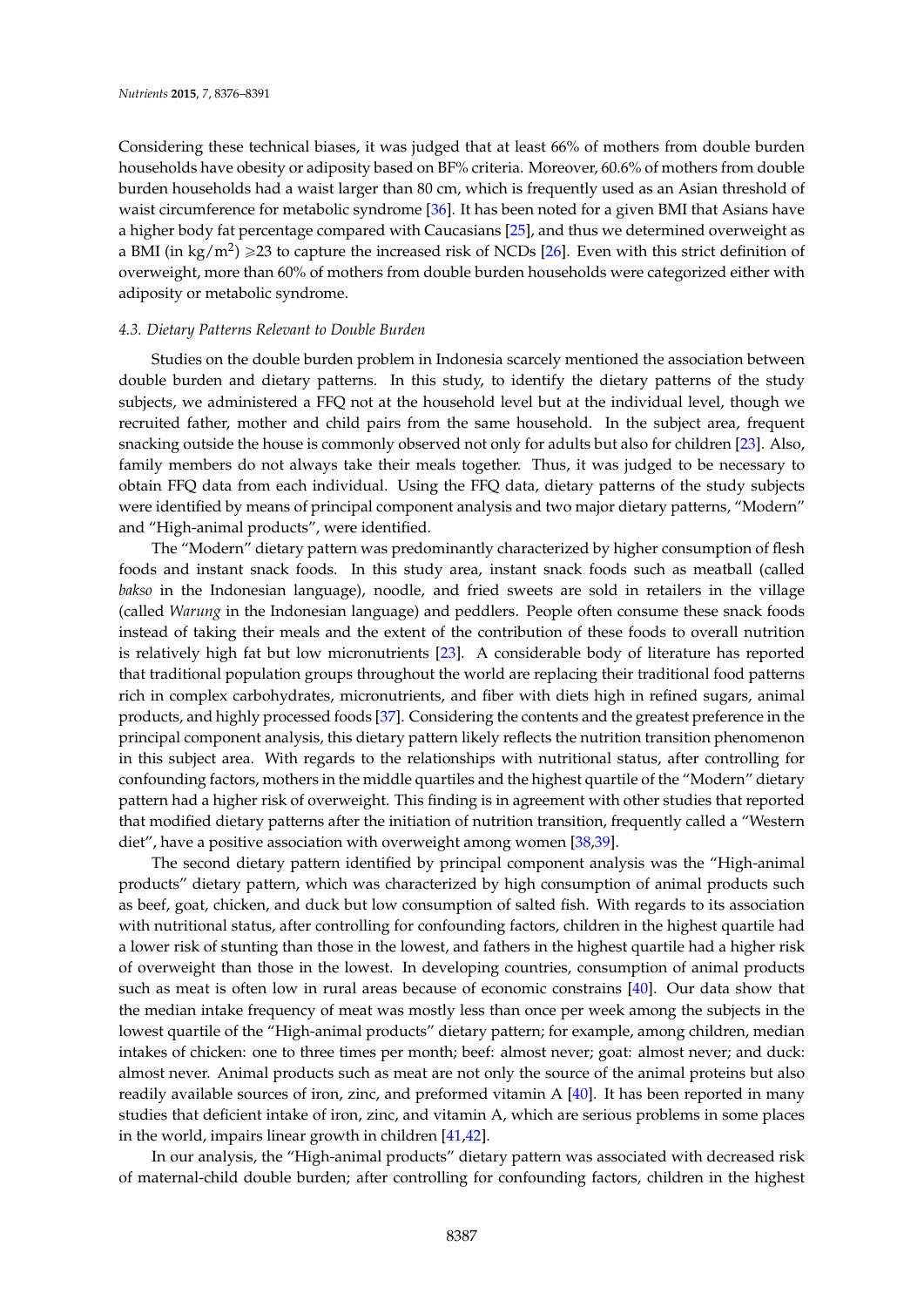Considering these technical biases, it was judged that at least 66% of mothers from double burden households have obesity or adiposity based on BF% criteria. Moreover, 60.6% of mothers from double burden households had a waist larger than 80 cm, which is frequently used as an Asian threshold of waist circumference for metabolic syndrome [36]. It has been noted for a given BMI that Asians have a higher body fat percentage compared with Caucasians [25], and thus we determined overweight as a BMI (in kg/m$^2$) $\geqslant$23 to capture the increased risk of NCDs [26]. Even with this strict definition of overweight, more than 60% of mothers from double burden households were categorized either with adiposity or metabolic syndrome.

### *4.3. Dietary Patterns Relevant to Double Burden*

Studies on the double burden problem in Indonesia scarcely mentioned the association between double burden and dietary patterns. In this study, to identify the dietary patterns of the study subjects, we administered a FFQ not at the household level but at the individual level, though we recruited father, mother and child pairs from the same household. In the subject area, frequent snacking outside the house is commonly observed not only for adults but also for children [23]. Also, family members do not always take their meals together. Thus, it was judged to be necessary to obtain FFQ data from each individual. Using the FFQ data, dietary patterns of the study subjects were identified by means of principal component analysis and two major dietary patterns, "Modern" and "High-animal products", were identified.

The "Modern" dietary pattern was predominantly characterized by higher consumption of flesh foods and instant snack foods. In this study area, instant snack foods such as meatball (called *bakso* in the Indonesian language), noodle, and fried sweets are sold in retailers in the village (called *Warung* in the Indonesian language) and peddlers. People often consume these snack foods instead of taking their meals and the extent of the contribution of these foods to overall nutrition is relatively high fat but low micronutrients [23]. A considerable body of literature has reported that traditional population groups throughout the world are replacing their traditional food patterns rich in complex carbohydrates, micronutrients, and fiber with diets high in refined sugars, animal products, and highly processed foods [37]. Considering the contents and the greatest preference in the principal component analysis, this dietary pattern likely reflects the nutrition transition phenomenon in this subject area. With regards to the relationships with nutritional status, after controlling for confounding factors, mothers in the middle quartiles and the highest quartile of the "Modern" dietary pattern had a higher risk of overweight. This finding is in agreement with other studies that reported that modified dietary patterns after the initiation of nutrition transition, frequently called a "Western diet", have a positive association with overweight among women [38,39].

The second dietary pattern identified by principal component analysis was the "High-animal products" dietary pattern, which was characterized by high consumption of animal products such as beef, goat, chicken, and duck but low consumption of salted fish. With regards to its association with nutritional status, after controlling for confounding factors, children in the highest quartile had a lower risk of stunting than those in the lowest, and fathers in the highest quartile had a higher risk of overweight than those in the lowest. In developing countries, consumption of animal products such as meat is often low in rural areas because of economic constrains [40]. Our data show that the median intake frequency of meat was mostly less than once per week among the subjects in the lowest quartile of the "High-animal products" dietary pattern; for example, among children, median intakes of chicken: one to three times per month; beef: almost never; goat: almost never; and duck: almost never. Animal products such as meat are not only the source of the animal proteins but also readily available sources of iron, zinc, and preformed vitamin A [40]. It has been reported in many studies that deficient intake of iron, zinc, and vitamin A, which are serious problems in some places in the world, impairs linear growth in children [41,42].

In our analysis, the "High-animal products" dietary pattern was associated with decreased risk of maternal-child double burden; after controlling for confounding factors, children in the highest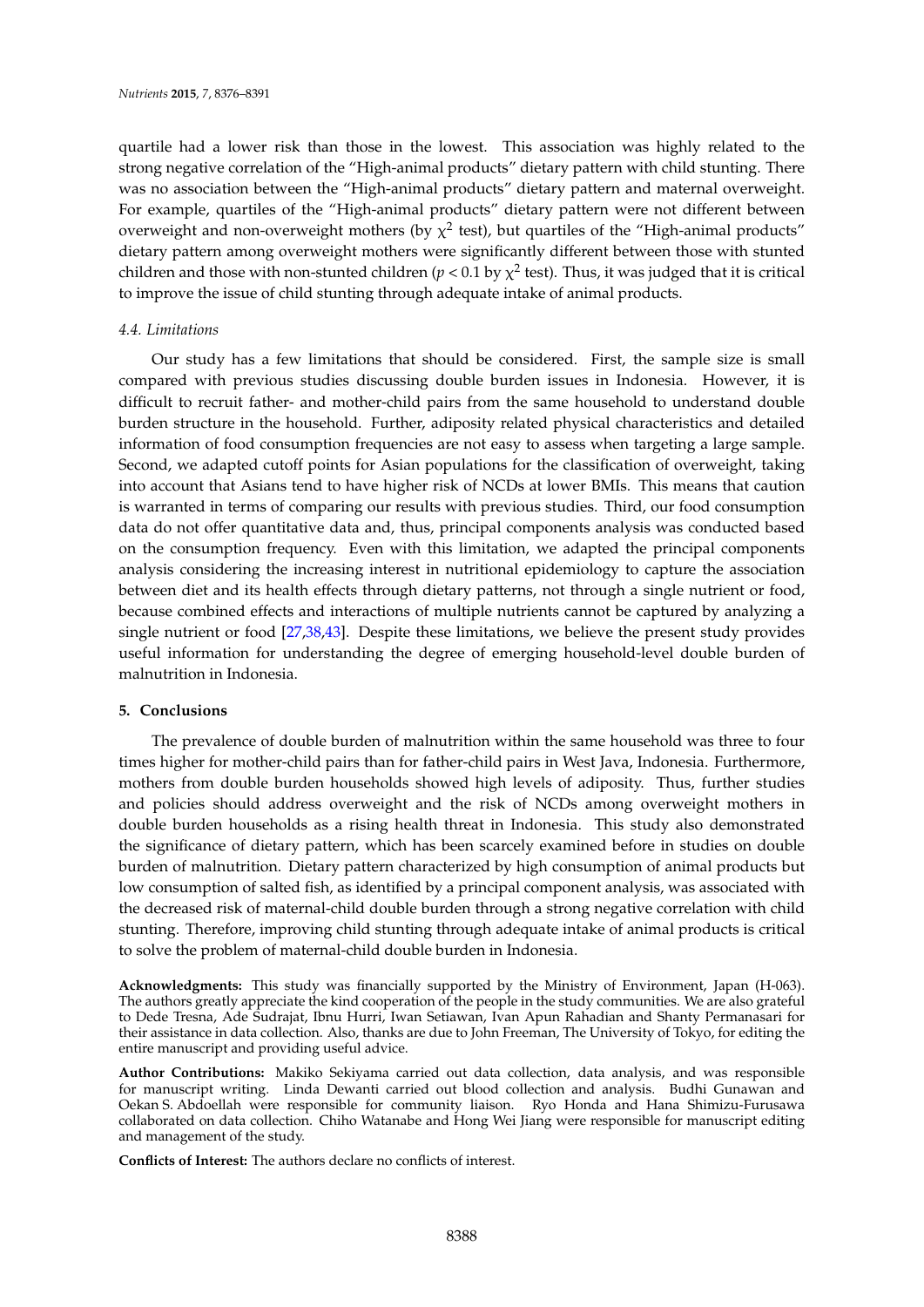quartile had a lower risk than those in the lowest. This association was highly related to the strong negative correlation of the "High-animal products" dietary pattern with child stunting. There was no association between the "High-animal products" dietary pattern and maternal overweight. For example, quartiles of the "High-animal products" dietary pattern were not different between overweight and non-overweight mothers (by $\chi^2$ test), but quartiles of the "High-animal products" dietary pattern among overweight mothers were significantly different between those with stunted children and those with non-stunted children ($p < 0.1$ by $\chi^2$ test). Thus, it was judged that it is critical to improve the issue of child stunting through adequate intake of animal products.

### 4.4. Limitations

Our study has a few limitations that should be considered. First, the sample size is small compared with previous studies discussing double burden issues in Indonesia. However, it is difficult to recruit father- and mother-child pairs from the same household to understand double burden structure in the household. Further, adiposity related physical characteristics and detailed information of food consumption frequencies are not easy to assess when targeting a large sample. Second, we adapted cutoff points for Asian populations for the classification of overweight, taking into account that Asians tend to have higher risk of NCDs at lower BMIs. This means that caution is warranted in terms of comparing our results with previous studies. Third, our food consumption data do not offer quantitative data and, thus, principal components analysis was conducted based on the consumption frequency. Even with this limitation, we adapted the principal components analysis considering the increasing interest in nutritional epidemiology to capture the association between diet and its health effects through dietary patterns, not through a single nutrient or food, because combined effects and interactions of multiple nutrients cannot be captured by analyzing a single nutrient or food [27,38,43]. Despite these limitations, we believe the present study provides useful information for understanding the degree of emerging household-level double burden of malnutrition in Indonesia.

## 5. Conclusions

The prevalence of double burden of malnutrition within the same household was three to four times higher for mother-child pairs than for father-child pairs in West Java, Indonesia. Furthermore, mothers from double burden households showed high levels of adiposity. Thus, further studies and policies should address overweight and the risk of NCDs among overweight mothers in double burden households as a rising health threat in Indonesia. This study also demonstrated the significance of dietary pattern, which has been scarcely examined before in studies on double burden of malnutrition. Dietary pattern characterized by high consumption of animal products but low consumption of salted fish, as identified by a principal component analysis, was associated with the decreased risk of maternal-child double burden through a strong negative correlation with child stunting. Therefore, improving child stunting through adequate intake of animal products is critical to solve the problem of maternal-child double burden in Indonesia.

**Acknowledgments:** This study was financially supported by the Ministry of Environment, Japan (H-063). The authors greatly appreciate the kind cooperation of the people in the study communities. We are also grateful to Dede Tresna, Ade Sudrajat, Ibnu Hurri, Iwan Setiawan, Ivan Apun Rahadian and Shanty Permanasari for their assistance in data collection. Also, thanks are due to John Freeman, The University of Tokyo, for editing the entire manuscript and providing useful advice.

**Author Contributions:** Makiko Sekiyama carried out data collection, data analysis, and was responsible for manuscript writing. Linda Dewanti carried out blood collection and analysis. Budhi Gunawan and Oekan S. Abdoellah were responsible for community liaison. Ryo Honda and Hana Shimizu-Furusawa collaborated on data collection. Chiho Watanabe and Hong Wei Jiang were responsible for manuscript editing and management of the study.

**Conflicts of Interest:** The authors declare no conflicts of interest.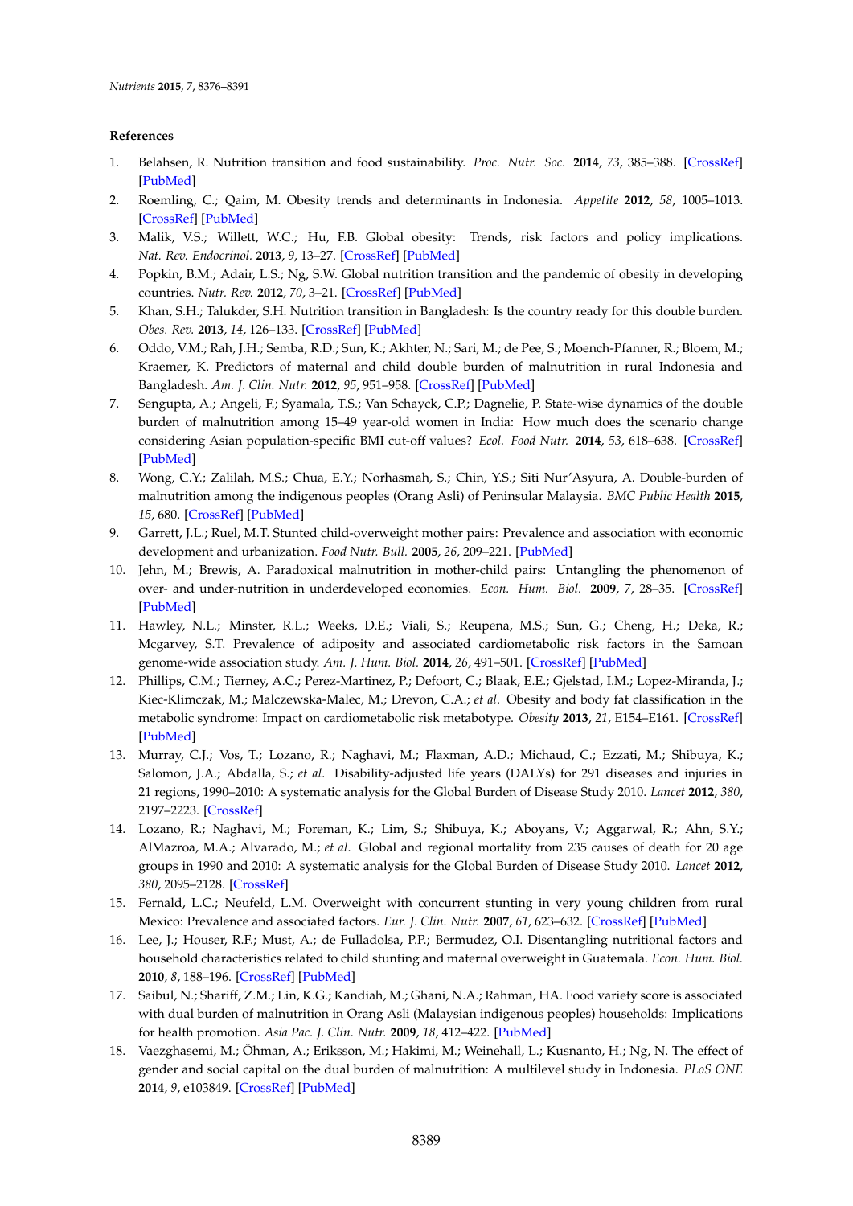## References

1. Belahsen, R. Nutrition transition and food sustainability. *Proc. Nutr. Soc.* **2014**, *73*, 385–388. [CrossRef] [PubMed]
2. Roemling, C.; Qaim, M. Obesity trends and determinants in Indonesia. *Appetite* **2012**, *58*, 1005–1013. [CrossRef] [PubMed]
3. Malik, V.S.; Willett, W.C.; Hu, F.B. Global obesity: Trends, risk factors and policy implications. *Nat. Rev. Endocrinol.* **2013**, *9*, 13–27. [CrossRef] [PubMed]
4. Popkin, B.M.; Adair, L.S.; Ng, S.W. Global nutrition transition and the pandemic of obesity in developing countries. *Nutr. Rev.* **2012**, *70*, 3–21. [CrossRef] [PubMed]
5. Khan, S.H.; Talukder, S.H. Nutrition transition in Bangladesh: Is the country ready for this double burden. *Obes. Rev.* **2013**, *14*, 126–133. [CrossRef] [PubMed]
6. Oddo, V.M.; Rah, J.H.; Semba, R.D.; Sun, K.; Akhter, N.; Sari, M.; de Pee, S.; Moench-Pfanner, R.; Bloem, M.; Kraemer, K. Predictors of maternal and child double burden of malnutrition in rural Indonesia and Bangladesh. *Am. J. Clin. Nutr.* **2012**, *95*, 951–958. [CrossRef] [PubMed]
7. Sengupta, A.; Angeli, F.; Syamala, T.S.; Van Schayck, C.P.; Dagnelie, P. State-wise dynamics of the double burden of malnutrition among 15–49 year-old women in India: How much does the scenario change considering Asian population-specific BMI cut-off values? *Ecol. Food Nutr.* **2014**, *53*, 618–638. [CrossRef] [PubMed]
8. Wong, C.Y.; Zalilah, M.S.; Chua, E.Y.; Norhasmah, S.; Chin, Y.S.; Siti Nur'Asyura, A. Double-burden of malnutrition among the indigenous peoples (Orang Asli) of Peninsular Malaysia. *BMC Public Health* **2015**, *15*, 680. [CrossRef] [PubMed]
9. Garrett, J.L.; Ruel, M.T. Stunted child-overweight mother pairs: Prevalence and association with economic development and urbanization. *Food Nutr. Bull.* **2005**, *26*, 209–221. [PubMed]
10. Jehn, M.; Brewis, A. Paradoxical malnutrition in mother-child pairs: Untangling the phenomenon of over- and under-nutrition in underdeveloped economies. *Econ. Hum. Biol.* **2009**, *7*, 28–35. [CrossRef] [PubMed]
11. Hawley, N.L.; Minster, R.L.; Weeks, D.E.; Viali, S.; Reupena, M.S.; Sun, G.; Cheng, H.; Deka, R.; Mcgarvey, S.T. Prevalence of adiposity and associated cardiometabolic risk factors in the Samoan genome-wide association study. *Am. J. Hum. Biol.* **2014**, *26*, 491–501. [CrossRef] [PubMed]
12. Phillips, C.M.; Tierney, A.C.; Perez-Martinez, P.; Defoort, C.; Blaak, E.E.; Gjelstad, I.M.; Lopez-Miranda, J.; Kiec-Klimczak, M.; Malczewska-Malec, M.; Drevon, C.A.; *et al.* Obesity and body fat classification in the metabolic syndrome: Impact on cardiometabolic risk metabotype. *Obesity* **2013**, *21*, E154–E161. [CrossRef] [PubMed]
13. Murray, C.J.; Vos, T.; Lozano, R.; Naghavi, M.; Flaxman, A.D.; Michaud, C.; Ezzati, M.; Shibuya, K.; Salomon, J.A.; Abdalla, S.; *et al.* Disability-adjusted life years (DALYs) for 291 diseases and injuries in 21 regions, 1990–2010: A systematic analysis for the Global Burden of Disease Study 2010. *Lancet* **2012**, *380*, 2197–2223. [CrossRef]
14. Lozano, R.; Naghavi, M.; Foreman, K.; Lim, S.; Shibuya, K.; Aboyans, V.; Aggarwal, R.; Ahn, S.Y.; AlMazroa, M.A.; Alvarado, M.; *et al.* Global and regional mortality from 235 causes of death for 20 age groups in 1990 and 2010: A systematic analysis for the Global Burden of Disease Study 2010. *Lancet* **2012**, *380*, 2095–2128. [CrossRef]
15. Fernald, L.C.; Neufeld, L.M. Overweight with concurrent stunting in very young children from rural Mexico: Prevalence and associated factors. *Eur. J. Clin. Nutr.* **2007**, *61*, 623–632. [CrossRef] [PubMed]
16. Lee, J.; Houser, R.F.; Must, A.; de Fulladolsa, P.P.; Bermudez, O.I. Disentangling nutritional factors and household characteristics related to child stunting and maternal overweight in Guatemala. *Econ. Hum. Biol.* **2010**, *8*, 188–196. [CrossRef] [PubMed]
17. Saibul, N.; Shariff, Z.M.; Lin, K.G.; Kandiah, M.; Ghani, N.A.; Rahman, HA. Food variety score is associated with dual burden of malnutrition in Orang Asli (Malaysian indigenous peoples) households: Implications for health promotion. *Asia Pac. J. Clin. Nutr.* **2009**, *18*, 412–422. [PubMed]
18. Vaezghasemi, M.; Öhman, A.; Eriksson, M.; Hakimi, M.; Weinehall, L.; Kusnanto, H.; Ng, N. The effect of gender and social capital on the dual burden of malnutrition: A multilevel study in Indonesia. *PLoS ONE* **2014**, *9*, e103849. [CrossRef] [PubMed]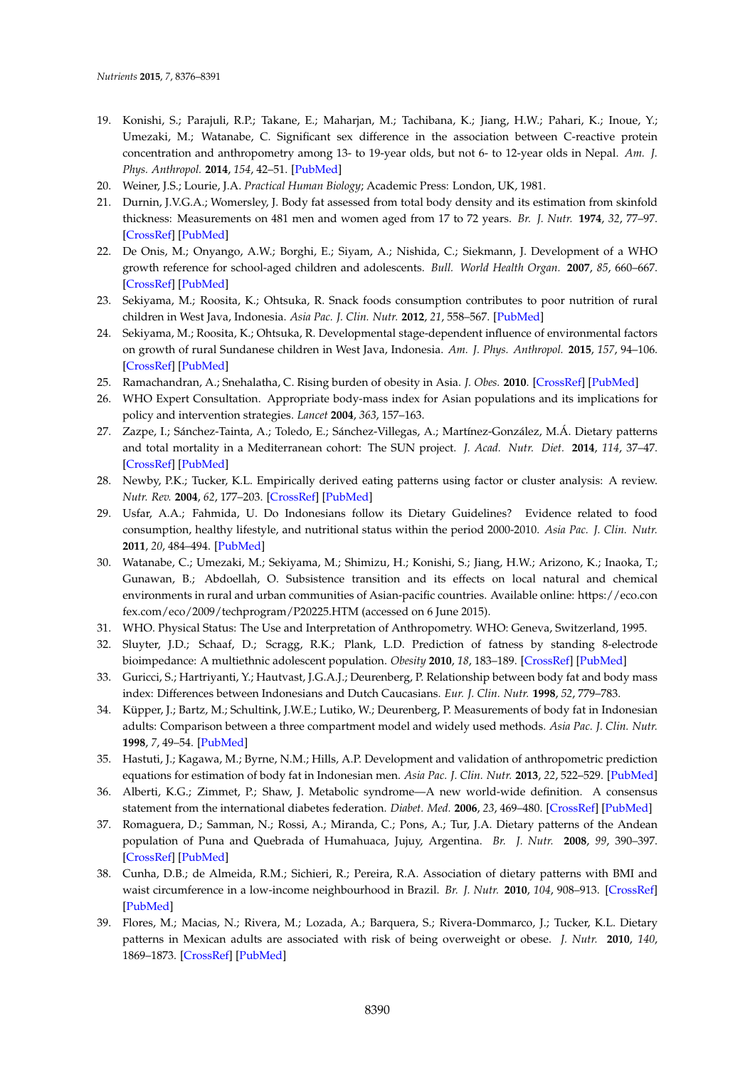19. Konishi, S.; Parajuli, R.P.; Takane, E.; Maharjan, M.; Tachibana, K.; Jiang, H.W.; Pahari, K.; Inoue, Y.; Umezaki, M.; Watanabe, C. Significant sex difference in the association between C-reactive protein concentration and anthropometry among 13- to 19-year olds, but not 6- to 12-year olds in Nepal. *Am. J. Phys. Anthropol.* **2014**, *154*, 42–51. [PubMed]
20. Weiner, J.S.; Lourie, J.A. *Practical Human Biology*; Academic Press: London, UK, 1981.
21. Durnin, J.V.G.A.; Womersley, J. Body fat assessed from total body density and its estimation from skinfold thickness: Measurements on 481 men and women aged from 17 to 72 years. *Br. J. Nutr.* **1974**, *32*, 77–97. [CrossRef] [PubMed]
22. De Onis, M.; Onyango, A.W.; Borghi, E.; Siyam, A.; Nishida, C.; Siekmann, J. Development of a WHO growth reference for school-aged children and adolescents. *Bull. World Health Organ.* **2007**, *85*, 660–667. [CrossRef] [PubMed]
23. Sekiyama, M.; Roosita, K.; Ohtsuka, R. Snack foods consumption contributes to poor nutrition of rural children in West Java, Indonesia. *Asia Pac. J. Clin. Nutr.* **2012**, *21*, 558–567. [PubMed]
24. Sekiyama, M.; Roosita, K.; Ohtsuka, R. Developmental stage-dependent influence of environmental factors on growth of rural Sundanese children in West Java, Indonesia. *Am. J. Phys. Anthropol.* **2015**, *157*, 94–106. [CrossRef] [PubMed]
25. Ramachandran, A.; Snehalatha, C. Rising burden of obesity in Asia. *J. Obes.* **2010**. [CrossRef] [PubMed]
26. WHO Expert Consultation. Appropriate body-mass index for Asian populations and its implications for policy and intervention strategies. *Lancet* **2004**, *363*, 157–163.
27. Zazpe, I.; Sánchez-Tainta, A.; Toledo, E.; Sánchez-Villegas, A.; Martínez-González, M.Á. Dietary patterns and total mortality in a Mediterranean cohort: The SUN project. *J. Acad. Nutr. Diet.* **2014**, *114*, 37–47. [CrossRef] [PubMed]
28. Newby, P.K.; Tucker, K.L. Empirically derived eating patterns using factor or cluster analysis: A review. *Nutr. Rev.* **2004**, *62*, 177–203. [CrossRef] [PubMed]
29. Usfar, A.A.; Fahmida, U. Do Indonesians follow its Dietary Guidelines? Evidence related to food consumption, healthy lifestyle, and nutritional status within the period 2000-2010. *Asia Pac. J. Clin. Nutr.* **2011**, *20*, 484–494. [PubMed]
30. Watanabe, C.; Umezaki, M.; Sekiyama, M.; Shimizu, H.; Konishi, S.; Jiang, H.W.; Arizono, K.; Inaoka, T.; Gunawan, B.; Abdoellah, O. Subsistence transition and its effects on local natural and chemical environments in rural and urban communities of Asian-pacific countries. Available online: https://eco.confex.com/eco/2009/techprogram/P20225.HTM (accessed on 6 June 2015).
31. WHO. Physical Status: The Use and Interpretation of Anthropometry. WHO: Geneva, Switzerland, 1995.
32. Sluyter, J.D.; Schaaf, D.; Scragg, R.K.; Plank, L.D. Prediction of fatness by standing 8-electrode bioimpedance: A multiethnic adolescent population. *Obesity* **2010**, *18*, 183–189. [CrossRef] [PubMed]
33. Guricci, S.; Hartriyanti, Y.; Hautvast, J.G.A.J.; Deurenberg, P. Relationship between body fat and body mass index: Differences between Indonesians and Dutch Caucasians. *Eur. J. Clin. Nutr.* **1998**, *52*, 779–783.
34. Küpper, J.; Bartz, M.; Schultink, J.W.E.; Lutiko, W.; Deurenberg, P. Measurements of body fat in Indonesian adults: Comparison between a three compartment model and widely used methods. *Asia Pac. J. Clin. Nutr.* **1998**, *7*, 49–54. [PubMed]
35. Hastuti, J.; Kagawa, M.; Byrne, N.M.; Hills, A.P. Development and validation of anthropometric prediction equations for estimation of body fat in Indonesian men. *Asia Pac. J. Clin. Nutr.* **2013**, *22*, 522–529. [PubMed]
36. Alberti, K.G.; Zimmet, P.; Shaw, J. Metabolic syndrome—A new world-wide definition. A consensus statement from the international diabetes federation. *Diabet. Med.* **2006**, *23*, 469–480. [CrossRef] [PubMed]
37. Romaguera, D.; Samman, N.; Rossi, A.; Miranda, C.; Pons, A.; Tur, J.A. Dietary patterns of the Andean population of Puna and Quebrada of Humahuaca, Jujuy, Argentina. *Br. J. Nutr.* **2008**, *99*, 390–397. [CrossRef] [PubMed]
38. Cunha, D.B.; de Almeida, R.M.; Sichieri, R.; Pereira, R.A. Association of dietary patterns with BMI and waist circumference in a low-income neighbourhood in Brazil. *Br. J. Nutr.* **2010**, *104*, 908–913. [CrossRef] [PubMed]
39. Flores, M.; Macias, N.; Rivera, M.; Lozada, A.; Barquera, S.; Rivera-Dommarco, J.; Tucker, K.L. Dietary patterns in Mexican adults are associated with risk of being overweight or obese. *J. Nutr.* **2010**, *140*, 1869–1873. [CrossRef] [PubMed]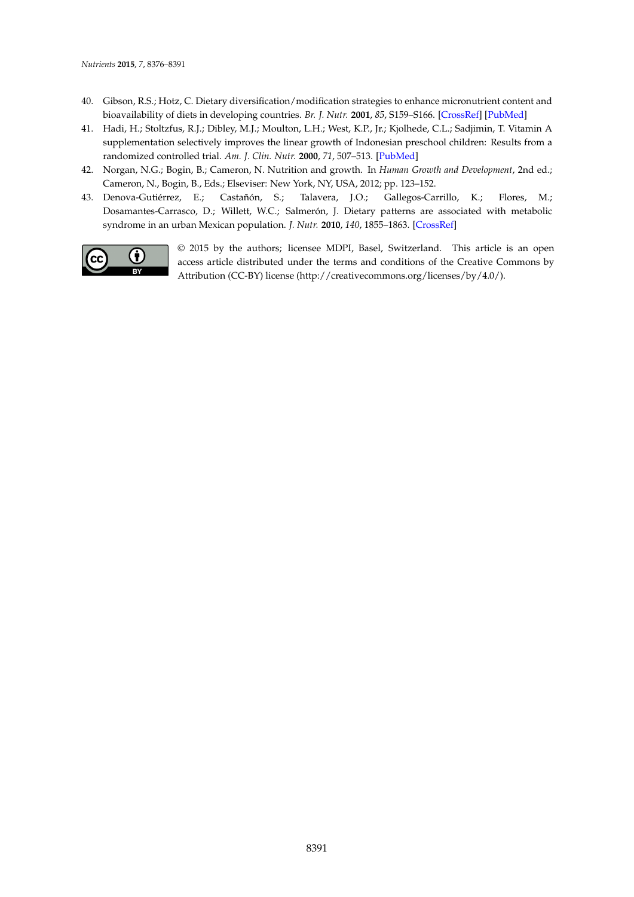40. Gibson, R.S.; Hotz, C. Dietary diversification/modification strategies to enhance micronutrient content and bioavailability of diets in developing countries. *Br. J. Nutr.* **2001**, *85*, S159–S166. [CrossRef] [PubMed]
41. Hadi, H.; Stoltzfus, R.J.; Dibley, M.J.; Moulton, L.H.; West, K.P., Jr.; Kjolhede, C.L.; Sadjimin, T. Vitamin A supplementation selectively improves the linear growth of Indonesian preschool children: Results from a randomized controlled trial. *Am. J. Clin. Nutr.* **2000**, *71*, 507–513. [PubMed]
42. Norgan, N.G.; Bogin, B.; Cameron, N. Nutrition and growth. In *Human Growth and Development*, 2nd ed.; Cameron, N., Bogin, B., Eds.; Elseviser: New York, NY, USA, 2012; pp. 123–152.
43. Denova-Gutiérrez, E.; Castañón, S.; Talavera, J.O.; Gallegos-Carrillo, K.; Flores, M.; Dosamantes-Carrasco, D.; Willett, W.C.; Salmerón, J. Dietary patterns are associated with metabolic syndrome in an urban Mexican population. *J. Nutr.* **2010**, *140*, 1855–1863. [CrossRef]

© 2015 by the authors; licensee MDPI, Basel, Switzerland. This article is an open access article distributed under the terms and conditions of the Creative Commons by Attribution (CC-BY) license (http://creativecommons.org/licenses/by/4.0/).